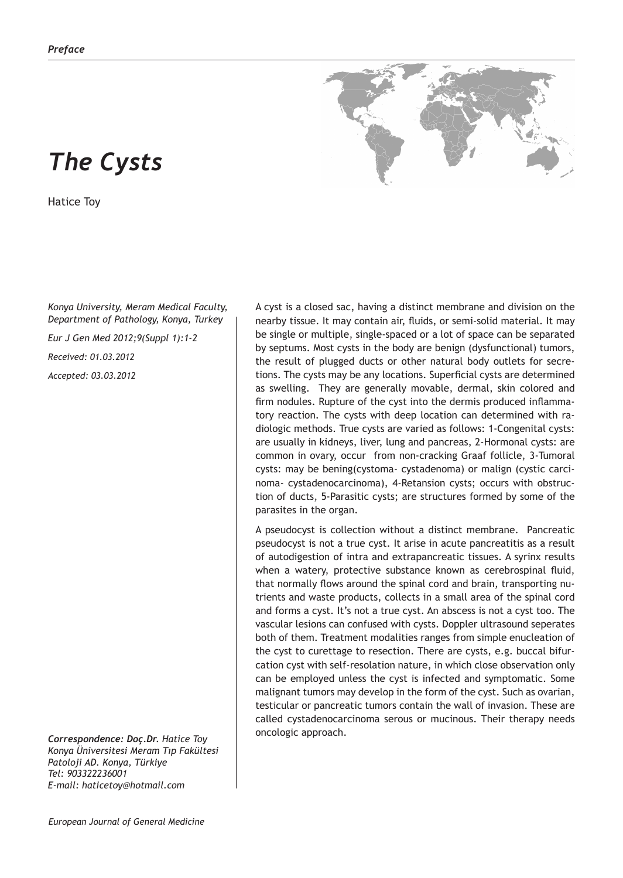*Preface*

# *The Cysts*

Hatice Toy

*Konya University, Meram Medical Faculty, Department of Pathology, Konya, Turkey*

*Eur J Gen Med 2012;9(Suppl 1):1-2*

*Received: 01.03.2012*

*Accepted: 03.03.2012*

***Correspondence:*** ***Doç.Dr.*** *Hatice Toy*
*Konya Üniversitesi Meram Tıp Fakültesi*
*Patoloji AD. Konya, Türkiye*
*Tel: 903322236001*
*E-mail: haticetoy@hotmail.com*

A cyst is a closed sac, having a distinct membrane and division on the nearby tissue. It may contain air, fluids, or semi-solid material. It may be single or multiple, single-spaced or a lot of space can be separated by septums. Most cysts in the body are benign (dysfunctional) tumors, the result of plugged ducts or other natural body outlets for secretions. The cysts may be any locations. Superficial cysts are determined as swelling. They are generally movable, dermal, skin colored and firm nodules. Rupture of the cyst into the dermis produced inflammatory reaction. The cysts with deep location can determined with radiologic methods. True cysts are varied as follows: 1-Congenital cysts: are usually in kidneys, liver, lung and pancreas, 2-Hormonal cysts: are common in ovary, occur from non-cracking Graaf follicle, 3-Tumoral cysts: may be bening(cystoma- cystadenoma) or malign (cystic carcinoma- cystadenocarcinoma), 4-Retansion cysts; occurs with obstruction of ducts, 5-Parasitic cysts; are structures formed by some of the parasites in the organ.

A pseudocyst is collection without a distinct membrane. Pancreatic pseudocyst is not a true cyst. It arise in acute pancreatitis as a result of autodigestion of intra and extrapancreatic tissues. A syrinx results when a watery, protective substance known as cerebrospinal fluid, that normally flows around the spinal cord and brain, transporting nutrients and waste products, collects in a small area of the spinal cord and forms a cyst. It's not a true cyst. An abscess is not a cyst too. The vascular lesions can confused with cysts. Doppler ultrasound seperates both of them. Treatment modalities ranges from simple enucleation of the cyst to curettage to resection. There are cysts, e.g. buccal bifurcation cyst with self-resolation nature, in which close observation only can be employed unless the cyst is infected and symptomatic. Some malignant tumors may develop in the form of the cyst. Such as ovarian, testicular or pancreatic tumors contain the wall of invasion. These are called cystadenocarcinoma serous or mucinous. Their therapy needs oncologic approach.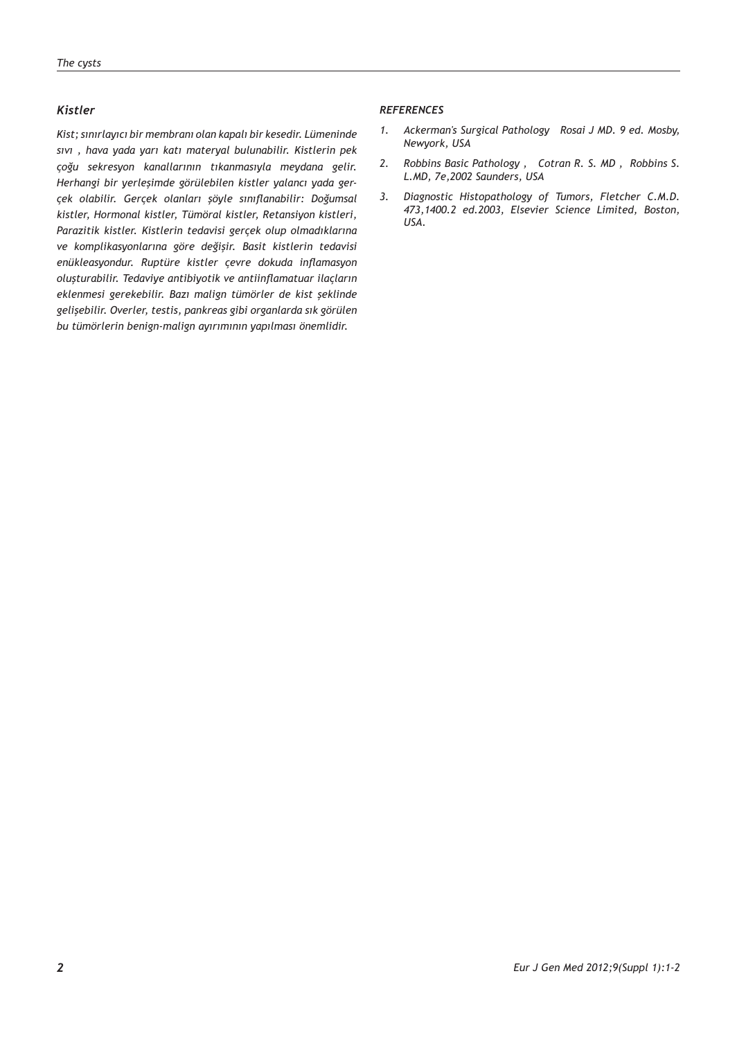### *Kistler*

*Kist; sınırlayıcı bir membranı olan kapalı bir kesedir. Lümeninde sıvı , hava yada yarı katı materyal bulunabilir. Kistlerin pek çoğu sekresyon kanallarının tıkanmasıyla meydana gelir. Herhangi bir yerleşimde görülebilen kistler yalancı yada gerçek olabilir. Gerçek olanları şöyle sınıflanabilir: Doğumsal kistler, Hormonal kistler, Tümöral kistler, Retansiyon kistleri, Parazitik kistler. Kistlerin tedavisi gerçek olup olmadıklarına ve komplikasyonlarına göre değişir. Basit kistlerin tedavisi enükleasyondur. Ruptüre kistler çevre dokuda inflamasyon oluşturabilir. Tedaviye antibiyotik ve antiinflamatuar ilaçların eklenmesi gerekebilir. Bazı malign tümörler de kist şeklinde gelişebilir. Overler, testis, pankreas gibi organlarda sık görülen bu tümörlerin benign-malign ayırımının yapılması önemlidir.*

### *REFERENCES*

1. *Ackerman's Surgical Pathology Rosai J MD. 9 ed. Mosby, Newyork, USA*
2. *Robbins Basic Pathology , Cotran R. S. MD , Robbins S. L.MD, 7e,2002 Saunders, USA*
3. *Diagnostic Histopathology of Tumors, Fletcher C.M.D. 473,1400.2 ed.2003, Elsevier Science Limited, Boston, USA.*